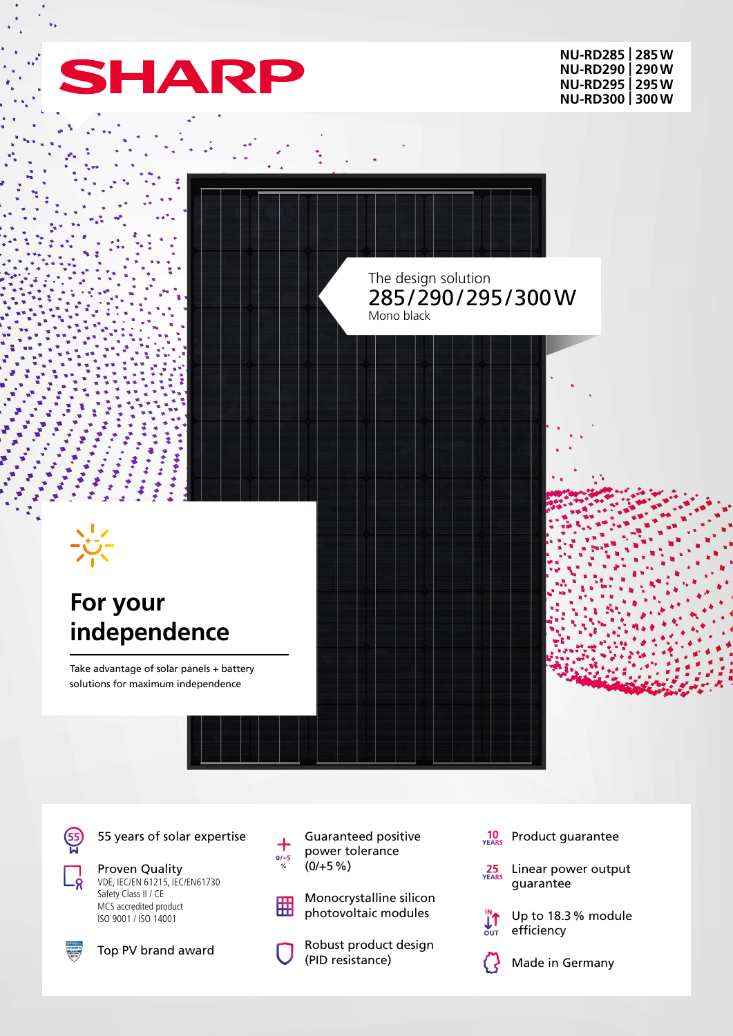# SHARP

NU-RD285 | 285 W
NU-RD290 | 290 W
NU-RD295 | 295 W
NU-RD300 | 300 W

The design solution

## 285/290/295/300 W

Mono black

## For your independence

Take advantage of solar panels + battery solutions for maximum independence

- 55 years of solar expertise
- Proven Quality
  VDE, IEC/EN 61215, IEC/EN61730
  Safety Class II / CE
  MCS accredited product
  ISO 9001 / ISO 14001
- Top PV brand award
- Guaranteed positive power tolerance (0/+5 %)
- Monocrystalline silicon photovoltaic modules
- Robust product design (PID resistance)
- 10 YEARS Product guarantee
- 25 YEARS Linear power output guarantee
- Up to 18.3 % module efficiency
- Made in Germany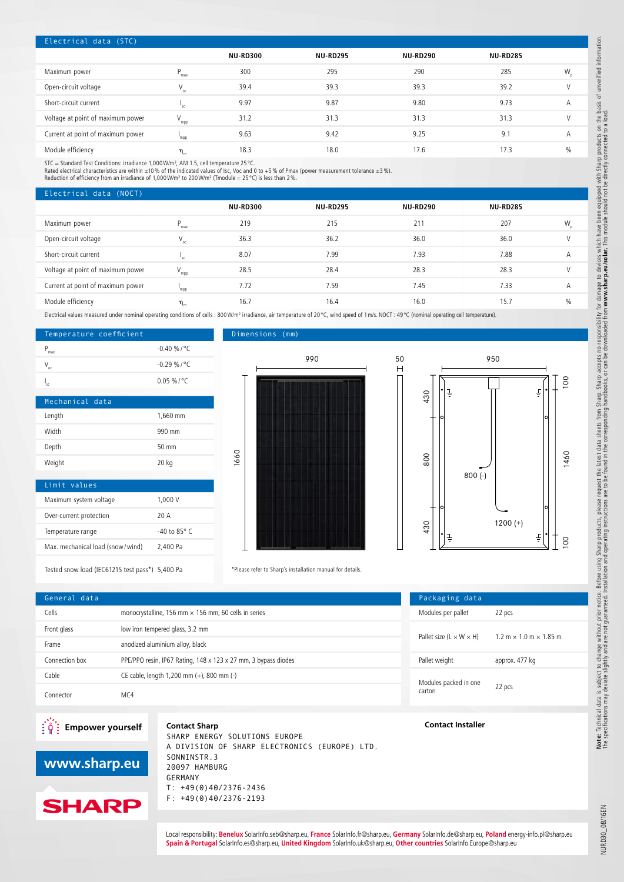## Electrical data (STC)

| | | NU-RD300 | NU-RD295 | NU-RD290 | NU-RD285 | |
|---|---|---|---|---|---|---|
| Maximum power | $P_{max}$ | 300 | 295 | 290 | 285 | $W_p$ |
| Open-circuit voltage | $V_{oc}$ | 39.4 | 39.3 | 39.3 | 39.2 | V |
| Short-circuit current | $I_{sc}$ | 9.97 | 9.87 | 9.80 | 9.73 | A |
| Voltage at point of maximum power | $V_{mpp}$ | 31.2 | 31.3 | 31.3 | 31.3 | V |
| Current at point of maximum power | $I_{mpp}$ | 9.63 | 9.42 | 9.25 | 9.1 | A |
| Module efficiency | $\eta_m$ | 18.3 | 18.0 | 17.6 | 17.3 | % |

STC = Standard Test Conditions: irradiance 1,000 W/m², AM 1.5, cell temperature 25 °C.
Rated electrical characteristics are within ±10 % of the indicated values of Isc, Voc and 0 to +5 % of Pmax (power measurement tolerance ±3 %).
Reduction of efficiency from an irradiance of 1,000 W/m² to 200 W/m² (Tmodule = 25 °C) is less than 2 %.

## Electrical data (NOCT)

| | | NU-RD300 | NU-RD295 | NU-RD290 | NU-RD285 | |
|---|---|---|---|---|---|---|
| Maximum power | $P_{max}$ | 219 | 215 | 211 | 207 | $W_p$ |
| Open-circuit voltage | $V_{oc}$ | 36.3 | 36.2 | 36.0 | 36.0 | V |
| Short-circuit current | $I_{sc}$ | 8.07 | 7.99 | 7.93 | 7.88 | A |
| Voltage at point of maximum power | $V_{mpp}$ | 28.5 | 28.4 | 28.3 | 28.3 | V |
| Current at point of maximum power | $I_{mpp}$ | 7.72 | 7.59 | 7.45 | 7.33 | A |
| Module efficiency | $\eta_m$ | 16.7 | 16.4 | 16.0 | 15.7 | % |

Electrical values measured under nominal operating conditions of cells : 800 W/m² irradiance, air temperature of 20 °C, wind speed of 1 m/s. NOCT : 49 °C (nominal operating cell temperature).

## Temperature coefficient

| | |
|---|---|
| $P_{max}$ | -0.40 % / °C |
| $V_{oc}$ | -0.29 % / °C |
| $I_{sc}$ | 0.05 % / °C |

## Mechanical data

| | |
|---|---|
| Length | 1,660 mm |
| Width | 990 mm |
| Depth | 50 mm |
| Weight | 20 kg |

## Limit values

| | |
|---|---|
| Maximum system voltage | 1,000 V |
| Over-current protection | 20 A |
| Temperature range | -40 to 85° C |
| Max. mechanical load (snow/wind) | 2,400 Pa |
| Tested snow load (IEC61215 test pass*) | 5,400 Pa |

## Dimensions (mm)

990
1660
50
950
430
800
430
100
1460
100
800 (-)
1200 (+)

*Please refer to Sharp's installation manual for details.

## General data

| | |
|---|---|
| Cells | monocrystalline, 156 mm × 156 mm, 60 cells in series |
| Front glass | low iron tempered glass, 3.2 mm |
| Frame | anodized aluminium alloy, black |
| Connection box | PPE/PPO resin, IP67 Rating, 148 x 123 x 27 mm, 3 bypass diodes |
| Cable | CE cable, length 1,200 mm (+), 800 mm (-) |
| Connector | MC4 |

## Packaging data

| | |
|---|---|
| Modules per pallet | 22 pcs |
| Pallet size (L × W × H) | 1.2 m × 1.0 m × 1.85 m |
| Pallet weight | approx. 477 kg |
| Modules packed in one carton | 22 pcs |

**Empower yourself**

**www.sharp.eu**

SHARP

**Contact Sharp**
SHARP ENERGY SOLUTIONS EUROPE
A DIVISION OF SHARP ELECTRONICS (EUROPE) LTD.
SONNINSTR.3
20097 HAMBURG
GERMANY
T: +49(0)40/2376-2436
F: +49(0)40/2376-2193

**Contact Installer**

Local responsibility: **Benelux** SolarInfo.seb@sharp.eu, **France** SolarInfo.fr@sharp.eu, **Germany** SolarInfo.de@sharp.eu, **Poland** energy-info.pl@sharp.eu
**Spain & Portugal** SolarInfo.es@sharp.eu, **United Kingdom** SolarInfo.uk@sharp.eu, **Other countries** SolarInfo.Europe@sharp.eu

**Note**: Technical data is subject to change without prior notice. Before using Sharp products, please request the latest data sheets from Sharp. Sharp accepts no responsibility for damage to devices which have been equipped with Sharp products on the basis of unverified information. The specifications may deviate slightly and are not guaranteed. Installation and operating instructions are to be found in the corresponding handbooks, or can be downloaded from **www.sharp.eu/solar**. This module should not be directly connected to a load.

NURD30_08/16EN